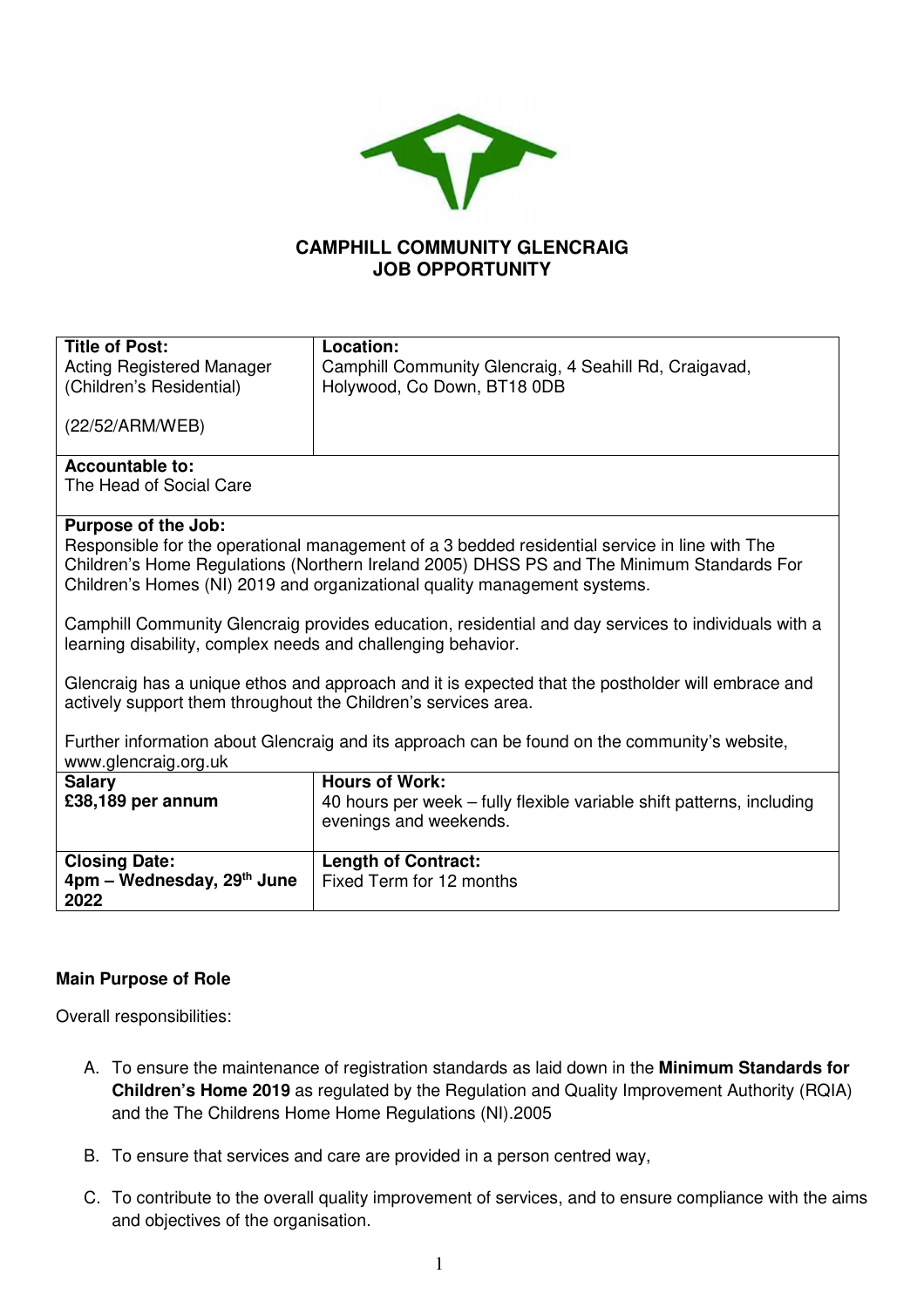# CAMPHILL COMMUNITY GLENCRAIG
## JOB OPPORTUNITY

| **Title of Post:** Acting Registered Manager (Children's Residential) (22/52/ARM/WEB) | **Location:** Camphill Community Glencraig, 4 Seahill Rd, Craigavad, Holywood, Co Down, BT18 0DB |
|---|---|
| **Accountable to:** The Head of Social Care | |
| **Purpose of the Job:** Responsible for the operational management of a 3 bedded residential service in line with The Children's Home Regulations (Northern Ireland 2005) DHSS PS and The Minimum Standards For Children's Homes (NI) 2019 and organizational quality management systems. Camphill Community Glencraig provides education, residential and day services to individuals with a learning disability, complex needs and challenging behavior. Glencraig has a unique ethos and approach and it is expected that the postholder will embrace and actively support them throughout the Children's services area. Further information about Glencraig and its approach can be found on the community's website, www.glencraig.org.uk | |
| **Salary** **£38,189 per annum** | **Hours of Work:** 40 hours per week – fully flexible variable shift patterns, including evenings and weekends. |
| **Closing Date:** **4pm – Wednesday, 29th June 2022** | **Length of Contract:** Fixed Term for 12 months |

**Main Purpose of Role**

Overall responsibilities:

A. To ensure the maintenance of registration standards as laid down in the **Minimum Standards for Children's Home 2019** as regulated by the Regulation and Quality Improvement Authority (RQIA) and the The Childrens Home Home Regulations (NI).2005

B. To ensure that services and care are provided in a person centred way,

C. To contribute to the overall quality improvement of services, and to ensure compliance with the aims and objectives of the organisation.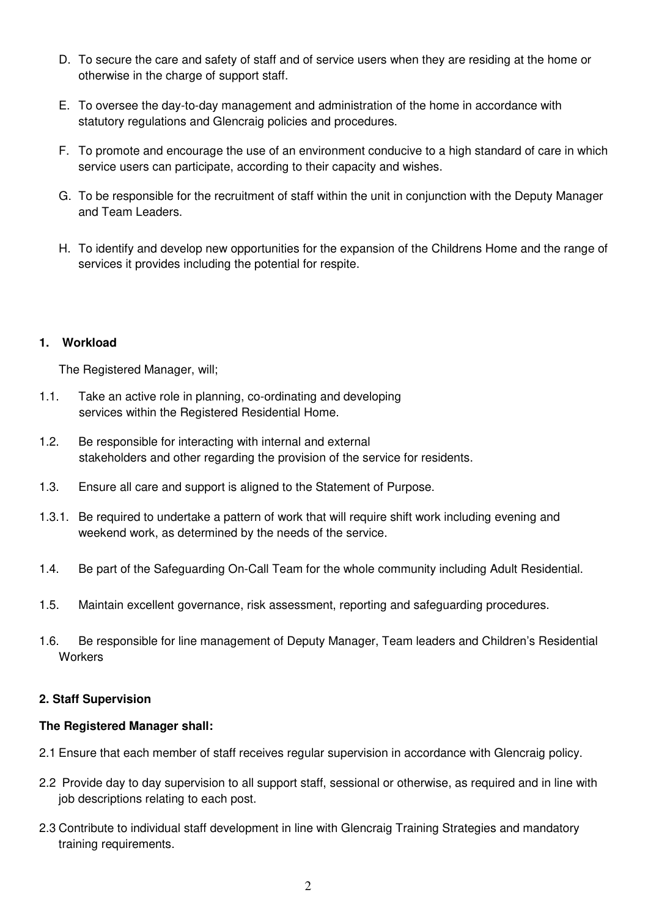D. To secure the care and safety of staff and of service users when they are residing at the home or otherwise in the charge of support staff.

E. To oversee the day-to-day management and administration of the home in accordance with statutory regulations and Glencraig policies and procedures.

F. To promote and encourage the use of an environment conducive to a high standard of care in which service users can participate, according to their capacity and wishes.

G. To be responsible for the recruitment of staff within the unit in conjunction with the Deputy Manager and Team Leaders.

H. To identify and develop new opportunities for the expansion of the Childrens Home and the range of services it provides including the potential for respite.

**1. Workload**

The Registered Manager, will;

1.1. Take an active role in planning, co-ordinating and developing services within the Registered Residential Home.

1.2. Be responsible for interacting with internal and external stakeholders and other regarding the provision of the service for residents.

1.3. Ensure all care and support is aligned to the Statement of Purpose.

1.3.1. Be required to undertake a pattern of work that will require shift work including evening and weekend work, as determined by the needs of the service.

1.4. Be part of the Safeguarding On-Call Team for the whole community including Adult Residential.

1.5. Maintain excellent governance, risk assessment, reporting and safeguarding procedures.

1.6. Be responsible for line management of Deputy Manager, Team leaders and Children's Residential Workers

**2. Staff Supervision**

**The Registered Manager shall:**

2.1 Ensure that each member of staff receives regular supervision in accordance with Glencraig policy.

2.2 Provide day to day supervision to all support staff, sessional or otherwise, as required and in line with job descriptions relating to each post.

2.3 Contribute to individual staff development in line with Glencraig Training Strategies and mandatory training requirements.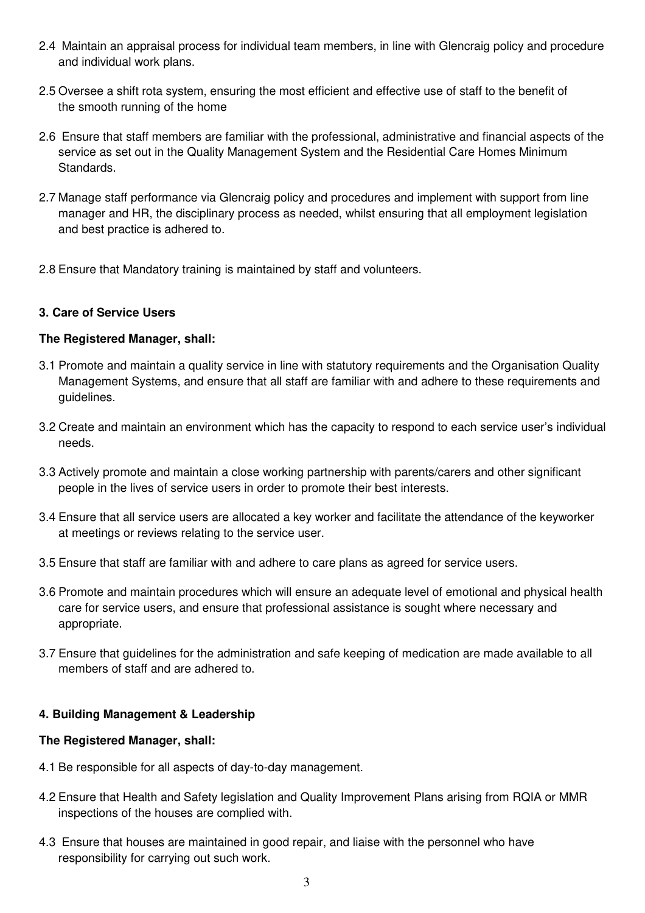2.4 Maintain an appraisal process for individual team members, in line with Glencraig policy and procedure and individual work plans.

2.5 Oversee a shift rota system, ensuring the most efficient and effective use of staff to the benefit of the smooth running of the home

2.6 Ensure that staff members are familiar with the professional, administrative and financial aspects of the service as set out in the Quality Management System and the Residential Care Homes Minimum Standards.

2.7 Manage staff performance via Glencraig policy and procedures and implement with support from line manager and HR, the disciplinary process as needed, whilst ensuring that all employment legislation and best practice is adhered to.

2.8 Ensure that Mandatory training is maintained by staff and volunteers.

**3. Care of Service Users**

**The Registered Manager, shall:**

3.1 Promote and maintain a quality service in line with statutory requirements and the Organisation Quality Management Systems, and ensure that all staff are familiar with and adhere to these requirements and guidelines.

3.2 Create and maintain an environment which has the capacity to respond to each service user's individual needs.

3.3 Actively promote and maintain a close working partnership with parents/carers and other significant people in the lives of service users in order to promote their best interests.

3.4 Ensure that all service users are allocated a key worker and facilitate the attendance of the keyworker at meetings or reviews relating to the service user.

3.5 Ensure that staff are familiar with and adhere to care plans as agreed for service users.

3.6 Promote and maintain procedures which will ensure an adequate level of emotional and physical health care for service users, and ensure that professional assistance is sought where necessary and appropriate.

3.7 Ensure that guidelines for the administration and safe keeping of medication are made available to all members of staff and are adhered to.

**4. Building Management & Leadership**

**The Registered Manager, shall:**

4.1 Be responsible for all aspects of day-to-day management.

4.2 Ensure that Health and Safety legislation and Quality Improvement Plans arising from RQIA or MMR inspections of the houses are complied with.

4.3 Ensure that houses are maintained in good repair, and liaise with the personnel who have responsibility for carrying out such work.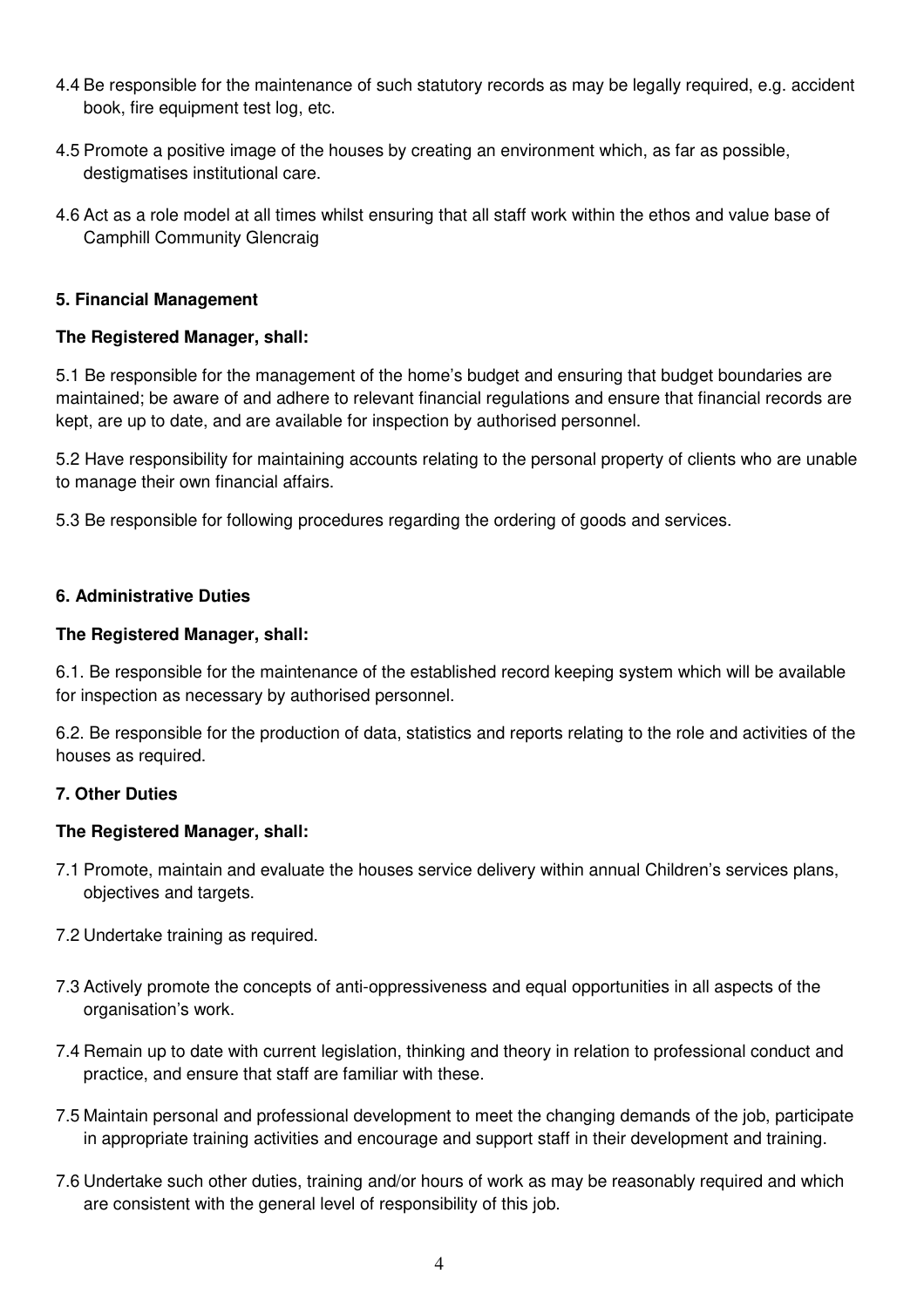4.4 Be responsible for the maintenance of such statutory records as may be legally required, e.g. accident book, fire equipment test log, etc.

4.5 Promote a positive image of the houses by creating an environment which, as far as possible, destigmatises institutional care.

4.6 Act as a role model at all times whilst ensuring that all staff work within the ethos and value base of Camphill Community Glencraig

**5. Financial Management**

**The Registered Manager, shall:**

5.1 Be responsible for the management of the home's budget and ensuring that budget boundaries are maintained; be aware of and adhere to relevant financial regulations and ensure that financial records are kept, are up to date, and are available for inspection by authorised personnel.

5.2 Have responsibility for maintaining accounts relating to the personal property of clients who are unable to manage their own financial affairs.

5.3 Be responsible for following procedures regarding the ordering of goods and services.

**6. Administrative Duties**

**The Registered Manager, shall:**

6.1. Be responsible for the maintenance of the established record keeping system which will be available for inspection as necessary by authorised personnel.

6.2. Be responsible for the production of data, statistics and reports relating to the role and activities of the houses as required.

**7. Other Duties**

**The Registered Manager, shall:**

7.1 Promote, maintain and evaluate the houses service delivery within annual Children's services plans, objectives and targets.

7.2 Undertake training as required.

7.3 Actively promote the concepts of anti-oppressiveness and equal opportunities in all aspects of the organisation's work.

7.4 Remain up to date with current legislation, thinking and theory in relation to professional conduct and practice, and ensure that staff are familiar with these.

7.5 Maintain personal and professional development to meet the changing demands of the job, participate in appropriate training activities and encourage and support staff in their development and training.

7.6 Undertake such other duties, training and/or hours of work as may be reasonably required and which are consistent with the general level of responsibility of this job.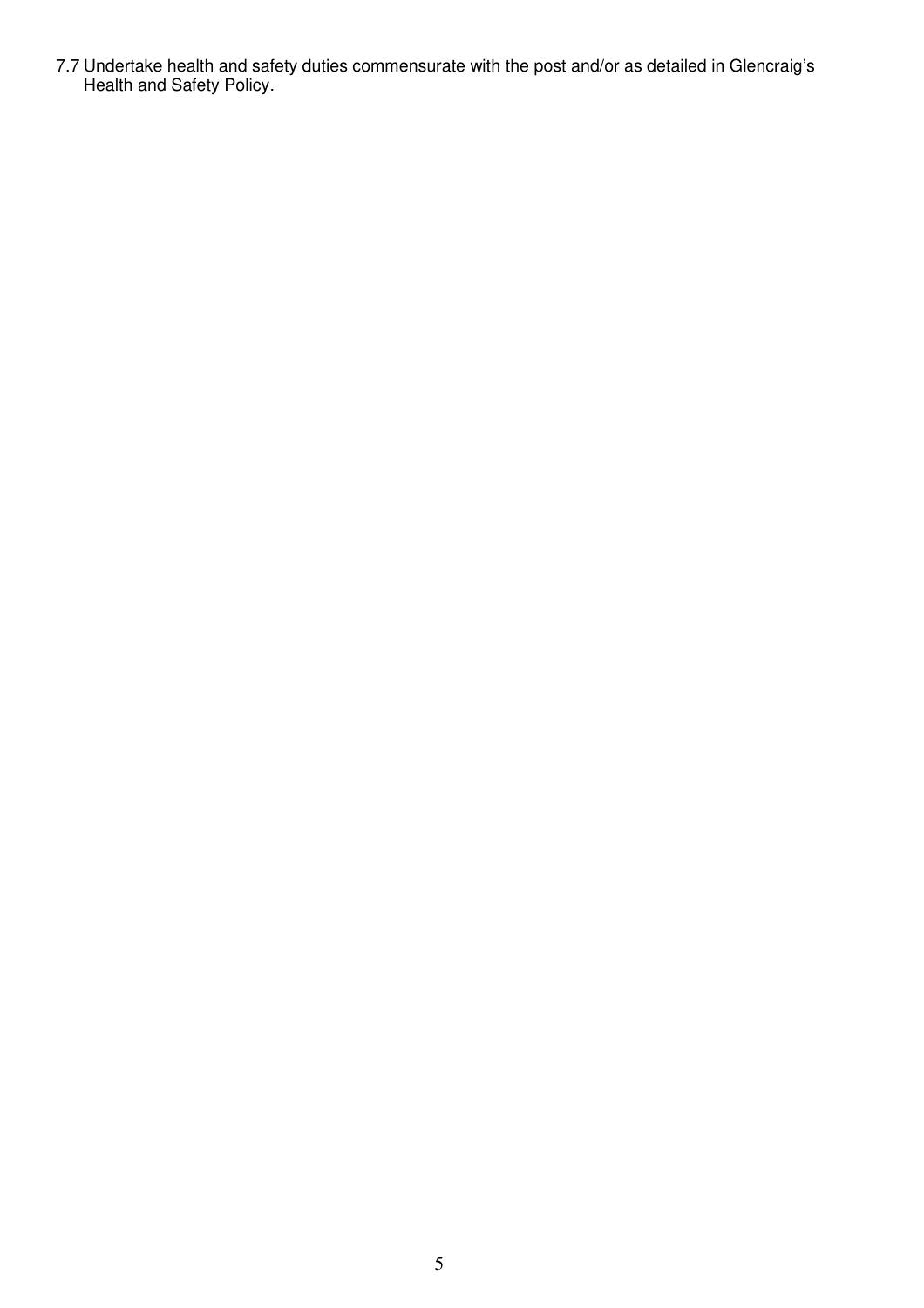7.7 Undertake health and safety duties commensurate with the post and/or as detailed in Glencraig's Health and Safety Policy.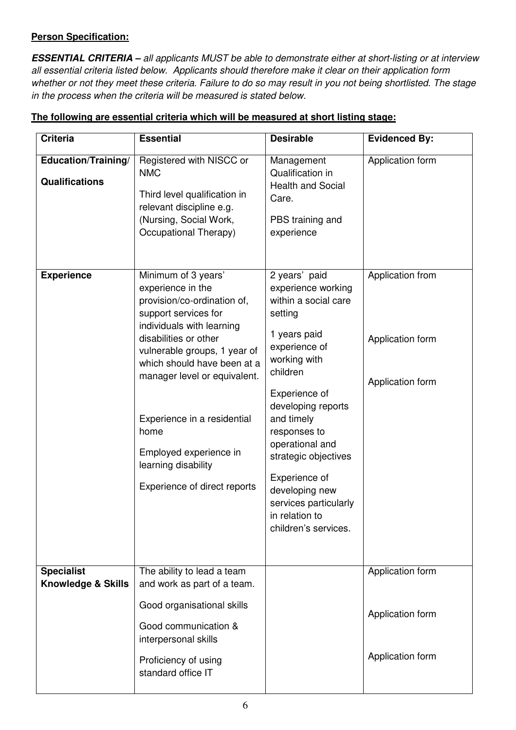**Person Specification:**

***ESSENTIAL CRITERIA –*** *all applicants MUST be able to demonstrate either at short-listing or at interview all essential criteria listed below. Applicants should therefore make it clear on their application form whether or not they meet these criteria. Failure to do so may result in you not being shortlisted. The stage in the process when the criteria will be measured is stated below.*

**The following are essential criteria which will be measured at short listing stage:**

| Criteria | Essential | Desirable | Evidenced By: |
|---|---|---|---|
| **Education/Training/ Qualifications** | Registered with NISCC or NMC<br><br>Third level qualification in relevant discipline e.g. (Nursing, Social Work, Occupational Therapy) | Management Qualification in Health and Social Care.<br><br>PBS training and experience | Application form |
| **Experience** | Minimum of 3 years' experience in the provision/co-ordination of, support services for individuals with learning disabilities or other vulnerable groups, 1 year of which should have been at a manager level or equivalent.<br><br>Experience in a residential home<br><br>Employed experience in learning disability<br><br>Experience of direct reports | 2 years' paid experience working within a social care setting<br><br>1 years paid experience of working with children<br><br>Experience of developing reports and timely responses to operational and strategic objectives<br><br>Experience of developing new services particularly in relation to children's services. | Application from<br><br>Application form<br><br>Application form |
| **Specialist Knowledge & Skills** | The ability to lead a team and work as part of a team.<br><br>Good organisational skills<br><br>Good communication & interpersonal skills<br><br>Proficiency of using standard office IT | | Application form<br><br>Application form<br><br>Application form |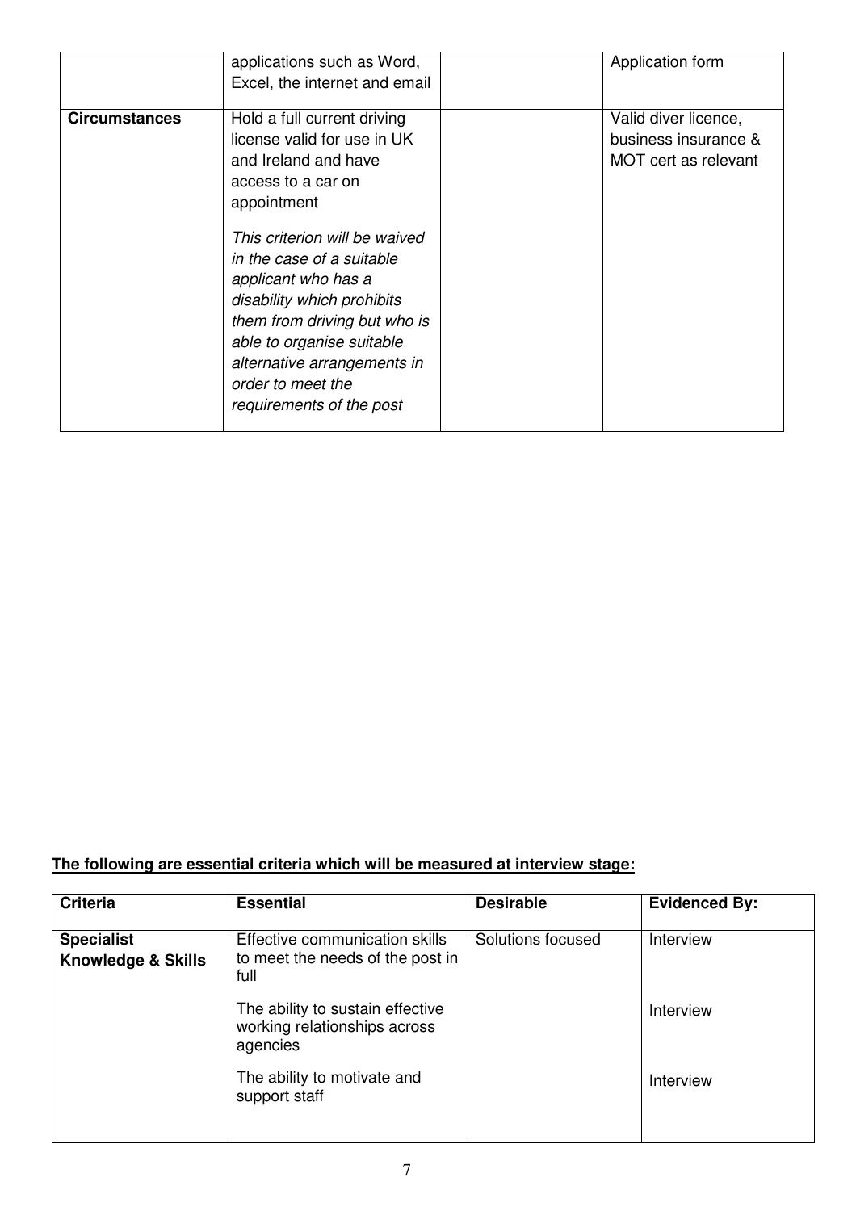| | | | |
|---|---|---|---|
| | applications such as Word, Excel, the internet and email | | Application form |
| **Circumstances** | Hold a full current driving license valid for use in UK and Ireland and have access to a car on appointment<br><br>*This criterion will be waived in the case of a suitable applicant who has a disability which prohibits them from driving but who is able to organise suitable alternative arrangements in order to meet the requirements of the post* | | Valid diver licence, business insurance & MOT cert as relevant |

**The following are essential criteria which will be measured at interview stage:**

| Criteria | Essential | Desirable | Evidenced By: |
|---|---|---|---|
| **Specialist Knowledge & Skills** | Effective communication skills to meet the needs of the post in full | Solutions focused | Interview |
| | The ability to sustain effective working relationships across agencies | | Interview |
| | The ability to motivate and support staff | | Interview |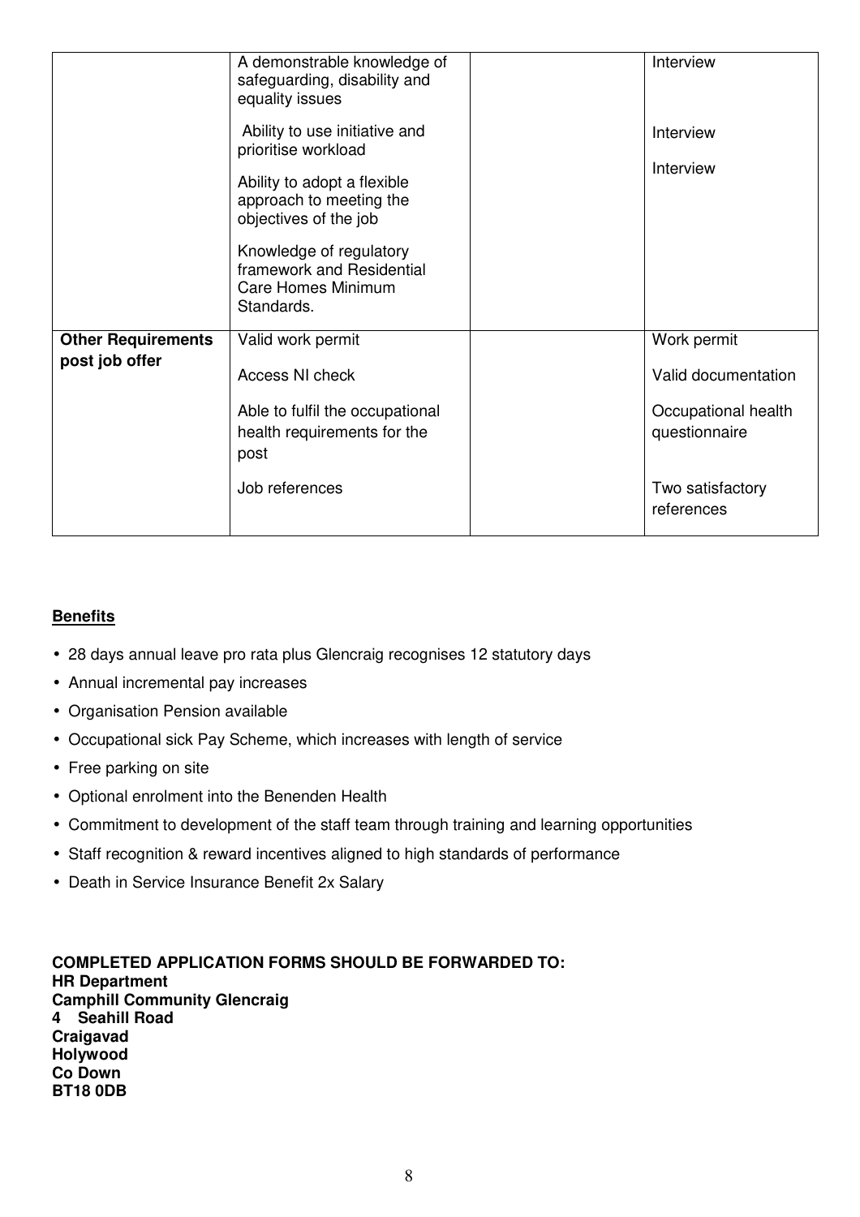| | | | |
|---|---|---|---|
| | A demonstrable knowledge of safeguarding, disability and equality issues | | Interview |
| | Ability to use initiative and prioritise workload | | Interview |
| | Ability to adopt a flexible approach to meeting the objectives of the job | | Interview |
| | Knowledge of regulatory framework and Residential Care Homes Minimum Standards. | | |
| **Other Requirements post job offer** | Valid work permit | | Work permit |
| | Access NI check | | Valid documentation |
| | Able to fulfil the occupational health requirements for the post | | Occupational health questionnaire |
| | Job references | | Two satisfactory references |

**Benefits**

- 28 days annual leave pro rata plus Glencraig recognises 12 statutory days
- Annual incremental pay increases
- Organisation Pension available
- Occupational sick Pay Scheme, which increases with length of service
- Free parking on site
- Optional enrolment into the Benenden Health
- Commitment to development of the staff team through training and learning opportunities
- Staff recognition & reward incentives aligned to high standards of performance
- Death in Service Insurance Benefit 2x Salary

**COMPLETED APPLICATION FORMS SHOULD BE FORWARDED TO:**
**HR Department**
**Camphill Community Glencraig**
**4 Seahill Road**
**Craigavad**
**Holywood**
**Co Down**
**BT18 0DB**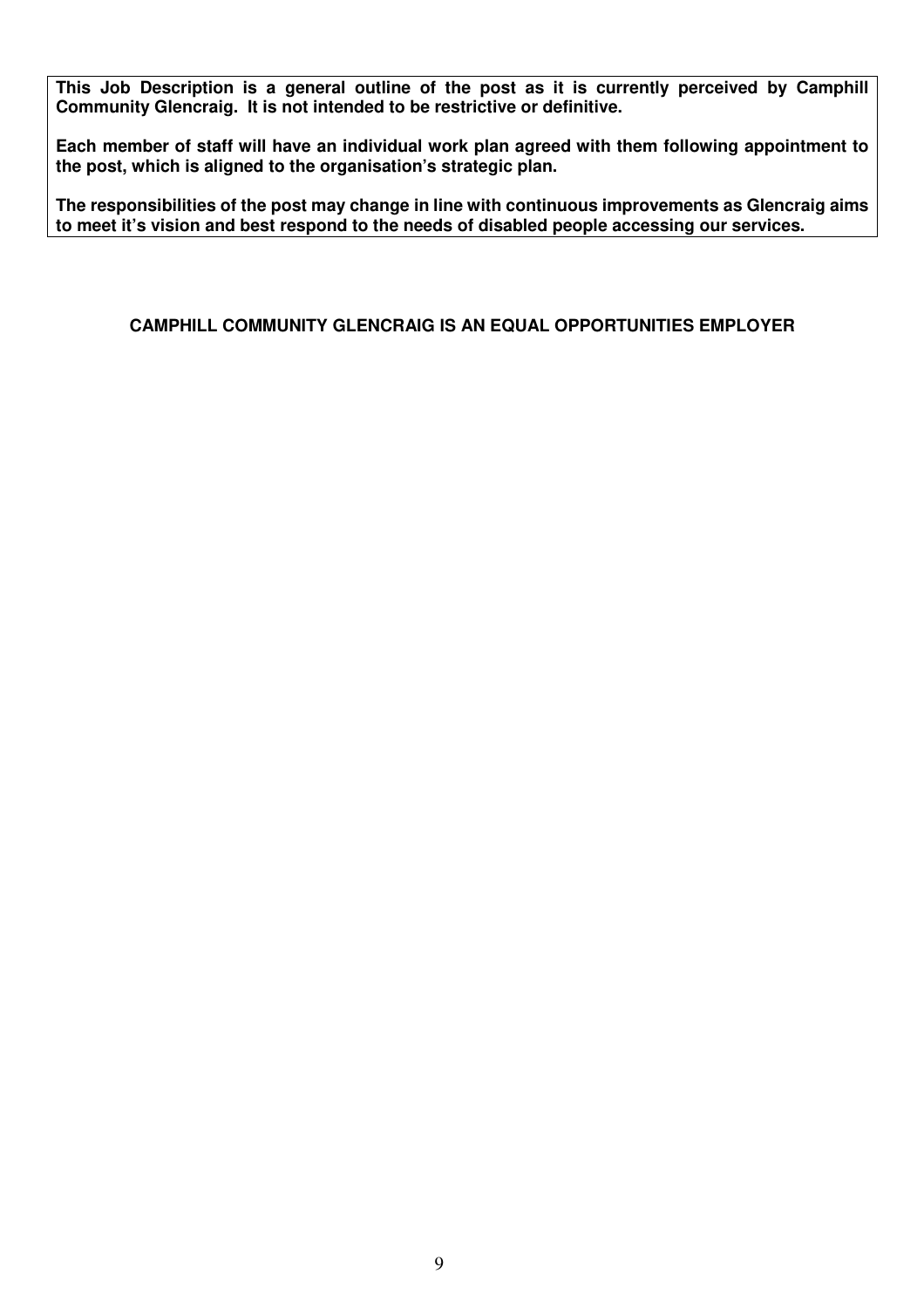**This Job Description is a general outline of the post as it is currently perceived by Camphill Community Glencraig. It is not intended to be restrictive or definitive.**

**Each member of staff will have an individual work plan agreed with them following appointment to the post, which is aligned to the organisation's strategic plan.**

**The responsibilities of the post may change in line with continuous improvements as Glencraig aims to meet it's vision and best respond to the needs of disabled people accessing our services.**

**CAMPHILL COMMUNITY GLENCRAIG IS AN EQUAL OPPORTUNITIES EMPLOYER**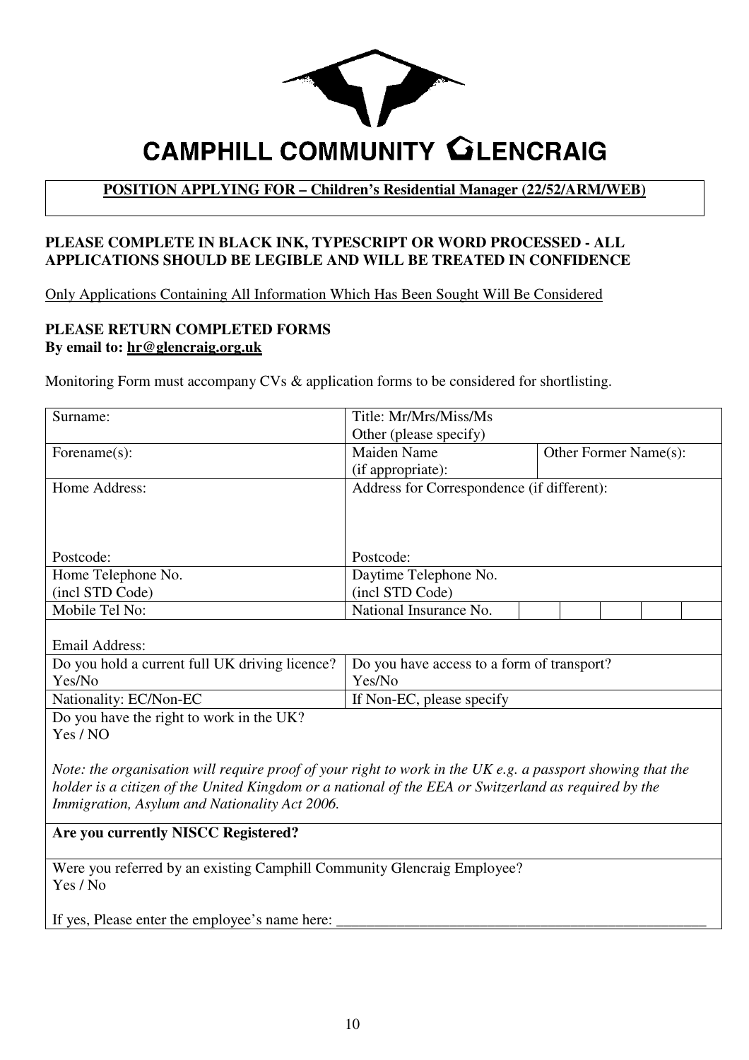# CAMPHILL COMMUNITY GLENCRAIG

**POSITION APPLYING FOR – Children's Residential Manager (22/52/ARM/WEB)**

**PLEASE COMPLETE IN BLACK INK, TYPESCRIPT OR WORD PROCESSED - ALL APPLICATIONS SHOULD BE LEGIBLE AND WILL BE TREATED IN CONFIDENCE**

Only Applications Containing All Information Which Has Been Sought Will Be Considered

**PLEASE RETURN COMPLETED FORMS**
**By email to: hr@glencraig.org.uk**

Monitoring Form must accompany CVs & application forms to be considered for shortlisting.

| | | |
|---|---|---|
| Surname: | Title: Mr/Mrs/Miss/Ms<br>Other (please specify) | |
| Forename(s): | Maiden Name<br>(if appropriate): | Other Former Name(s): |
| Home Address:<br><br><br>Postcode: | Address for Correspondence (if different):<br><br><br>Postcode: | |
| Home Telephone No.<br>(incl STD Code) | Daytime Telephone No.<br>(incl STD Code) | |
| Mobile Tel No: | National Insurance No. | |
| Email Address: | | |
| Do you hold a current full UK driving licence?<br>Yes/No | Do you have access to a form of transport?<br>Yes/No | |
| Nationality: EC/Non-EC | If Non-EC, please specify | |
| Do you have the right to work in the UK?<br>Yes / NO<br><br>*Note: the organisation will require proof of your right to work in the UK e.g. a passport showing that the holder is a citizen of the United Kingdom or a national of the EEA or Switzerland as required by the Immigration, Asylum and Nationality Act 2006.* | | |
| **Are you currently NISCC Registered?** | | |
| Were you referred by an existing Camphill Community Glencraig Employee?<br>Yes / No<br><br>If yes, Please enter the employee's name here: ____________________ | | |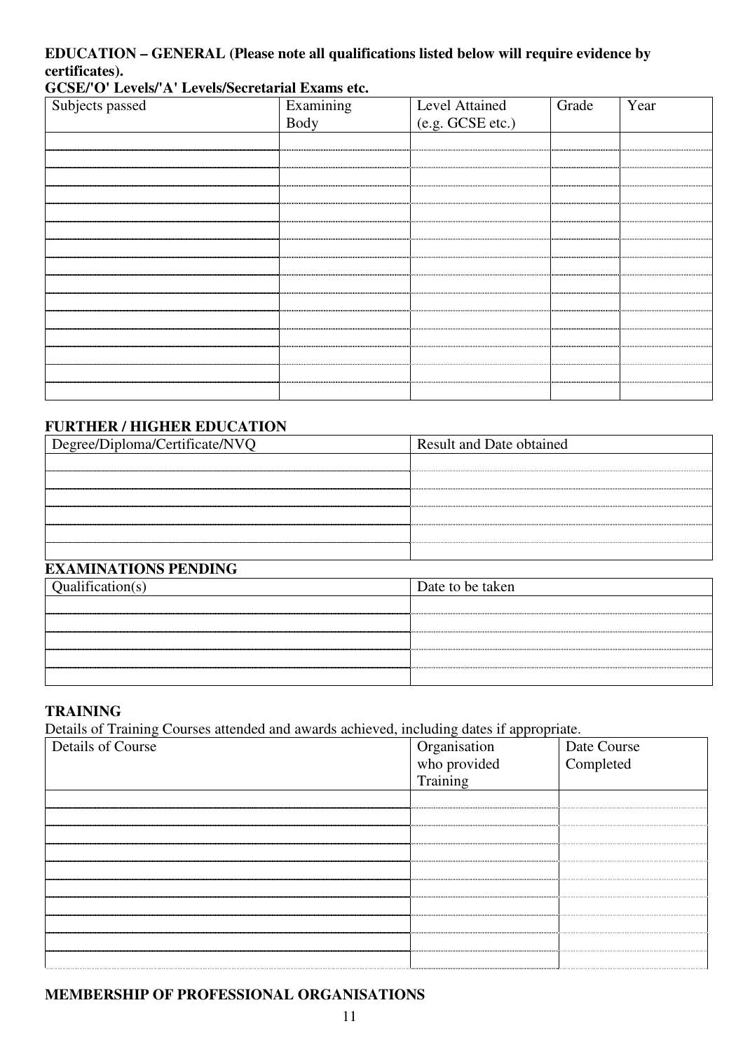**EDUCATION – GENERAL (Please note all qualifications listed below will require evidence by certificates).**

**GCSE/'O' Levels/'A' Levels/Secretarial Exams etc.**

| Subjects passed | Examining Body | Level Attained (e.g. GCSE etc.) | Grade | Year |
|---|---|---|---|---|
| | | | | |
| | | | | |
| | | | | |
| | | | | |
| | | | | |
| | | | | |
| | | | | |
| | | | | |
| | | | | |
| | | | | |
| | | | | |
| | | | | |
| | | | | |
| | | | | |
| | | | | |

**FURTHER / HIGHER EDUCATION**

| Degree/Diploma/Certificate/NVQ | Result and Date obtained |
|---|---|
| | |
| | |
| | |
| | |
| | |
| | |

**EXAMINATIONS PENDING**

| Qualification(s) | Date to be taken |
|---|---|
| | |
| | |
| | |
| | |
| | |

**TRAINING**

Details of Training Courses attended and awards achieved, including dates if appropriate.

| Details of Course | Organisation who provided Training | Date Course Completed |
|---|---|---|
| | | |
| | | |
| | | |
| | | |
| | | |
| | | |
| | | |
| | | |
| | | |
| | | |

**MEMBERSHIP OF PROFESSIONAL ORGANISATIONS**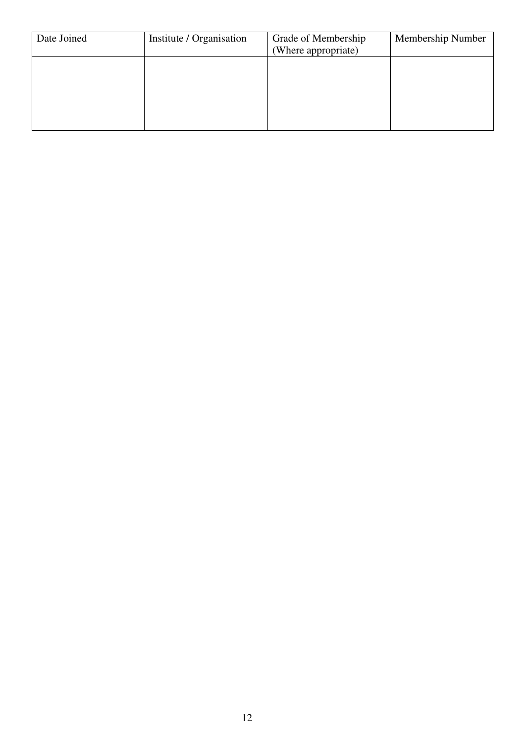| Date Joined | Institute / Organisation | Grade of Membership (Where appropriate) | Membership Number |
|---|---|---|---|
| | | | |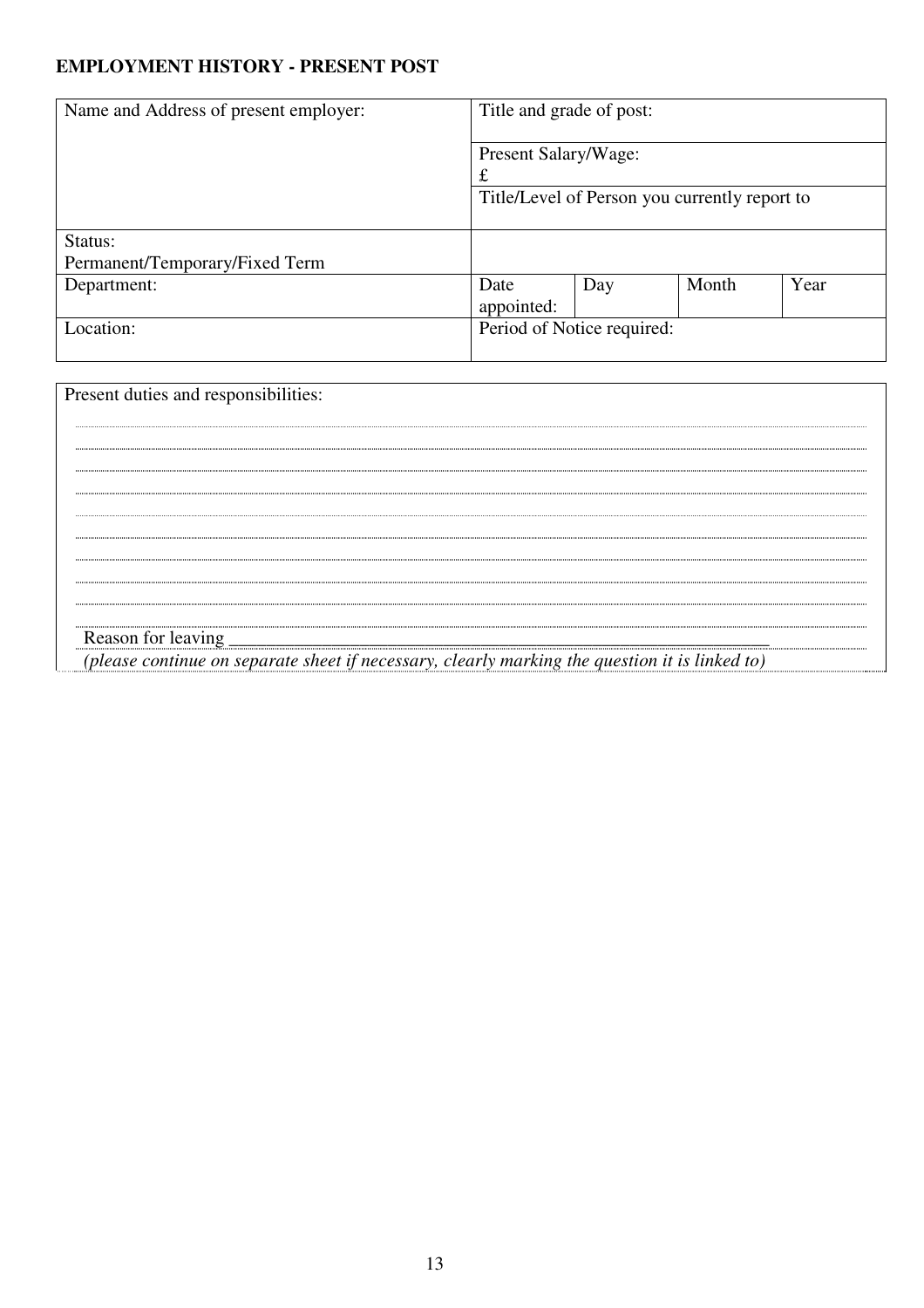**EMPLOYMENT HISTORY - PRESENT POST**

| Name and Address of present employer: | Title and grade of post: | | | |
|---|---|---|---|---|
| | Present Salary/Wage: £ | | | |
| | Title/Level of Person you currently report to | | | |
| Status: Permanent/Temporary/Fixed Term | | | | |
| Department: | Date appointed: | Day | Month | Year |
| Location: | Period of Notice required: | | | |

Present duties and responsibilities:

Reason for leaving ___________________________________________________________

*(please continue on separate sheet if necessary, clearly marking the question it is linked to)*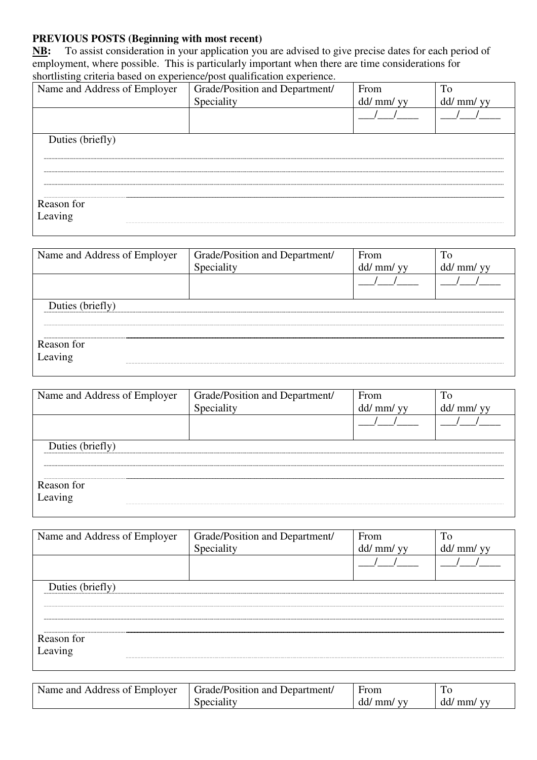**PREVIOUS POSTS (Beginning with most recent)**

**NB:** To assist consideration in your application you are advised to give precise dates for each period of employment, where possible. This is particularly important when there are time considerations for shortlisting criteria based on experience/post qualification experience.

| Name and Address of Employer | Grade/Position and Department/ Speciality | From dd/ mm/ yy | To dd/ mm/ yy |
|---|---|---|---|
| | | ___/___/____ | ___/___/____ |

Duties (briefly) ..............................................................................................................................

..............................................................................................................................

..............................................................................................................................

Reason for Leaving ..............................................................................................................................

| Name and Address of Employer | Grade/Position and Department/ Speciality | From dd/ mm/ yy | To dd/ mm/ yy |
|---|---|---|---|
| | | ___/___/____ | ___/___/____ |

Duties (briefly) ..............................................................................................................................

..............................................................................................................................

Reason for Leaving ..............................................................................................................................

| Name and Address of Employer | Grade/Position and Department/ Speciality | From dd/ mm/ yy | To dd/ mm/ yy |
|---|---|---|---|
| | | ___/___/____ | ___/___/____ |

Duties (briefly) ..............................................................................................................................

..............................................................................................................................

Reason for Leaving ..............................................................................................................................

| Name and Address of Employer | Grade/Position and Department/ Speciality | From dd/ mm/ yy | To dd/ mm/ yy |
|---|---|---|---|
| | | ___/___/____ | ___/___/____ |

Duties (briefly) ..............................................................................................................................

..............................................................................................................................

..............................................................................................................................

Reason for Leaving ..............................................................................................................................

| Name and Address of Employer | Grade/Position and Department/ Speciality | From dd/ mm/ yy | To dd/ mm/ yy |
|---|---|---|---|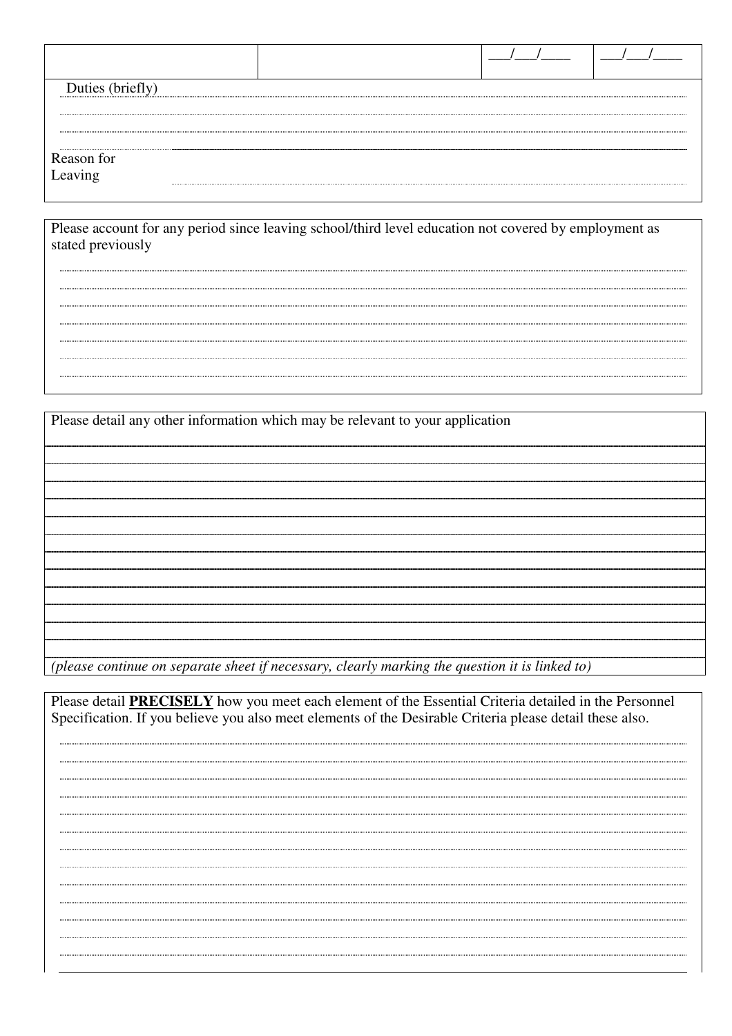| | | ___/___/____ | ___/___/____ |
|---|---|---|---|

Duties (briefly)

Reason for Leaving

Please account for any period since leaving school/third level education not covered by employment as stated previously

Please detail any other information which may be relevant to your application

*(please continue on separate sheet if necessary, clearly marking the question it is linked to)*

Please detail **PRECISELY** how you meet each element of the Essential Criteria detailed in the Personnel Specification. If you believe you also meet elements of the Desirable Criteria please detail these also.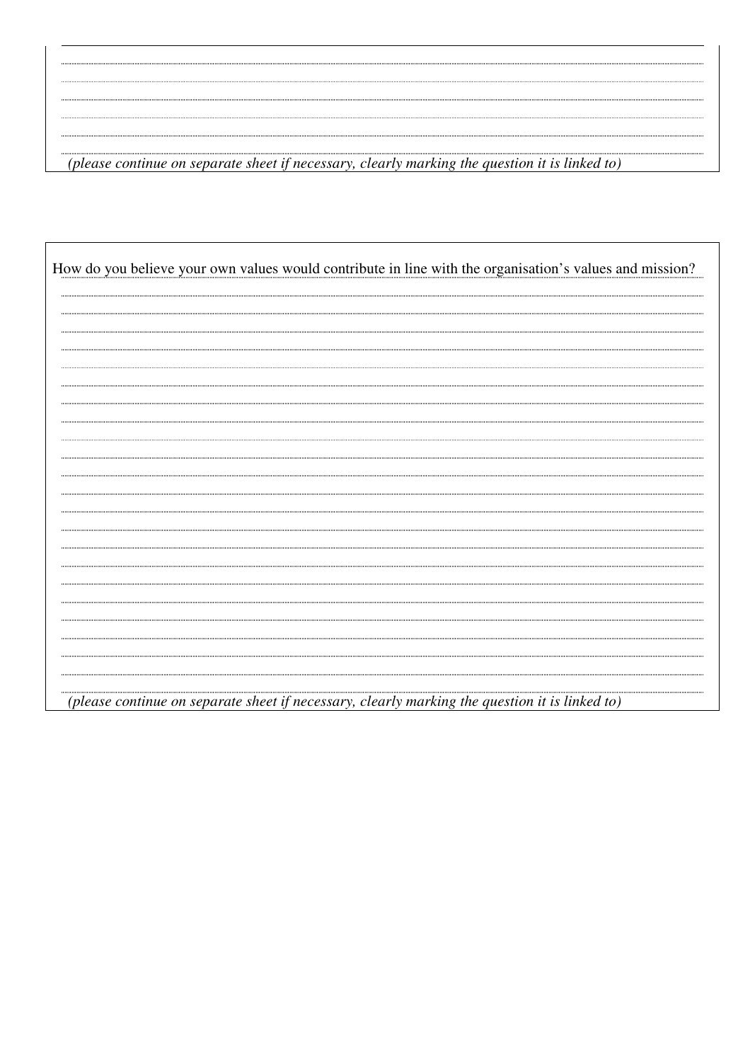*(please continue on separate sheet if necessary, clearly marking the question it is linked to)*

How do you believe your own values would contribute in line with the organisation's values and mission?

*(please continue on separate sheet if necessary, clearly marking the question it is linked to)*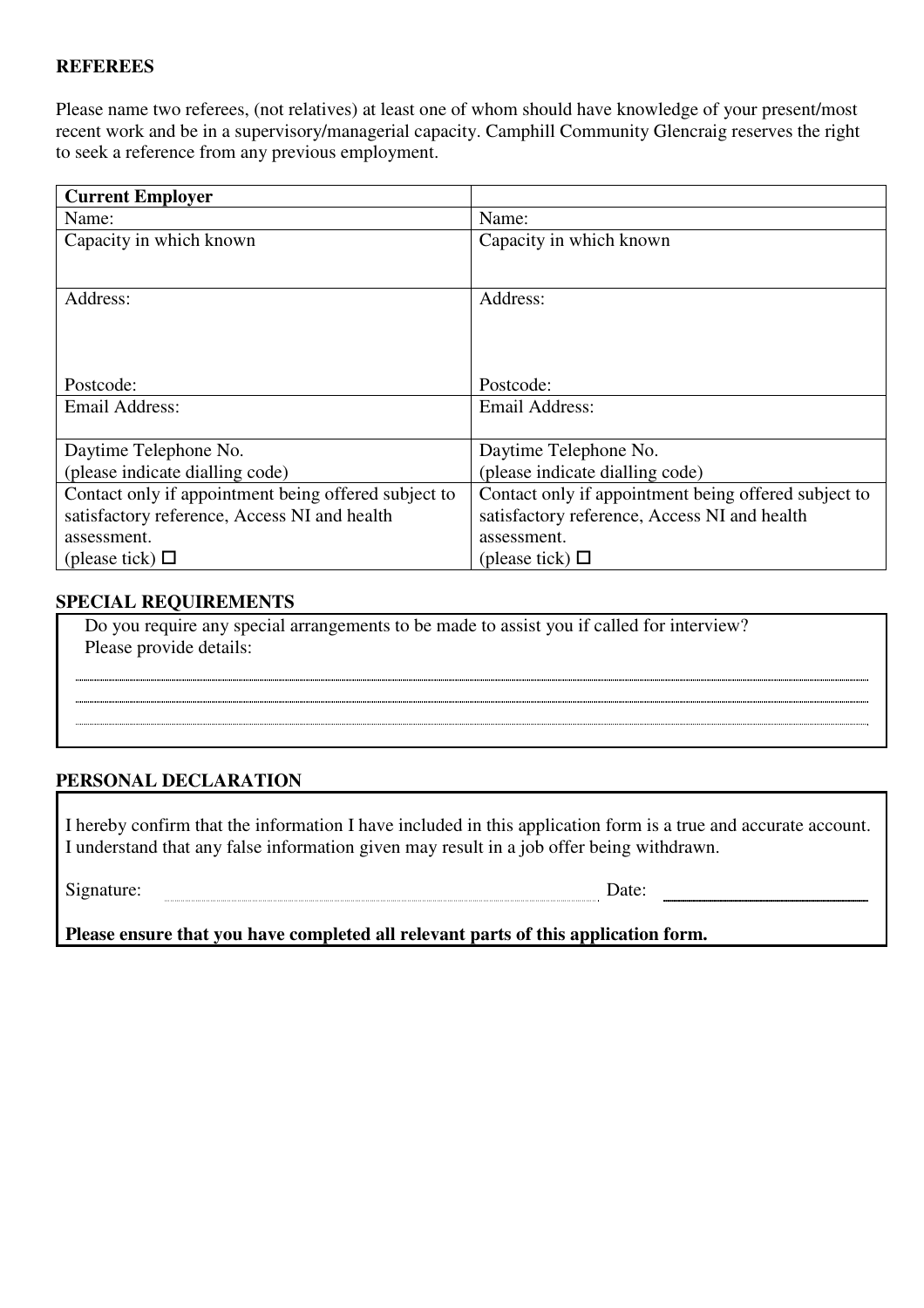## REFEREES

Please name two referees, (not relatives) at least one of whom should have knowledge of your present/most recent work and be in a supervisory/managerial capacity. Camphill Community Glencraig reserves the right to seek a reference from any previous employment.

| **Current Employer** | |
|---|---|
| Name: | Name: |
| Capacity in which known | Capacity in which known |
| Address:<br><br><br>Postcode: | Address:<br><br><br>Postcode: |
| Email Address: | Email Address: |
| Daytime Telephone No.<br>(please indicate dialling code) | Daytime Telephone No.<br>(please indicate dialling code) |
| Contact only if appointment being offered subject to satisfactory reference, Access NI and health assessment.<br>(please tick) ☐ | Contact only if appointment being offered subject to satisfactory reference, Access NI and health assessment.<br>(please tick) ☐ |

## SPECIAL REQUIREMENTS

Do you require any special arrangements to be made to assist you if called for interview?
Please provide details:

..............................................................................................................................................

..............................................................................................................................................

..............................................................................................................................................

## PERSONAL DECLARATION

I hereby confirm that the information I have included in this application form is a true and accurate account. I understand that any false information given may result in a job offer being withdrawn.

Signature: .............................................................................. Date: ____________________

**Please ensure that you have completed all relevant parts of this application form.**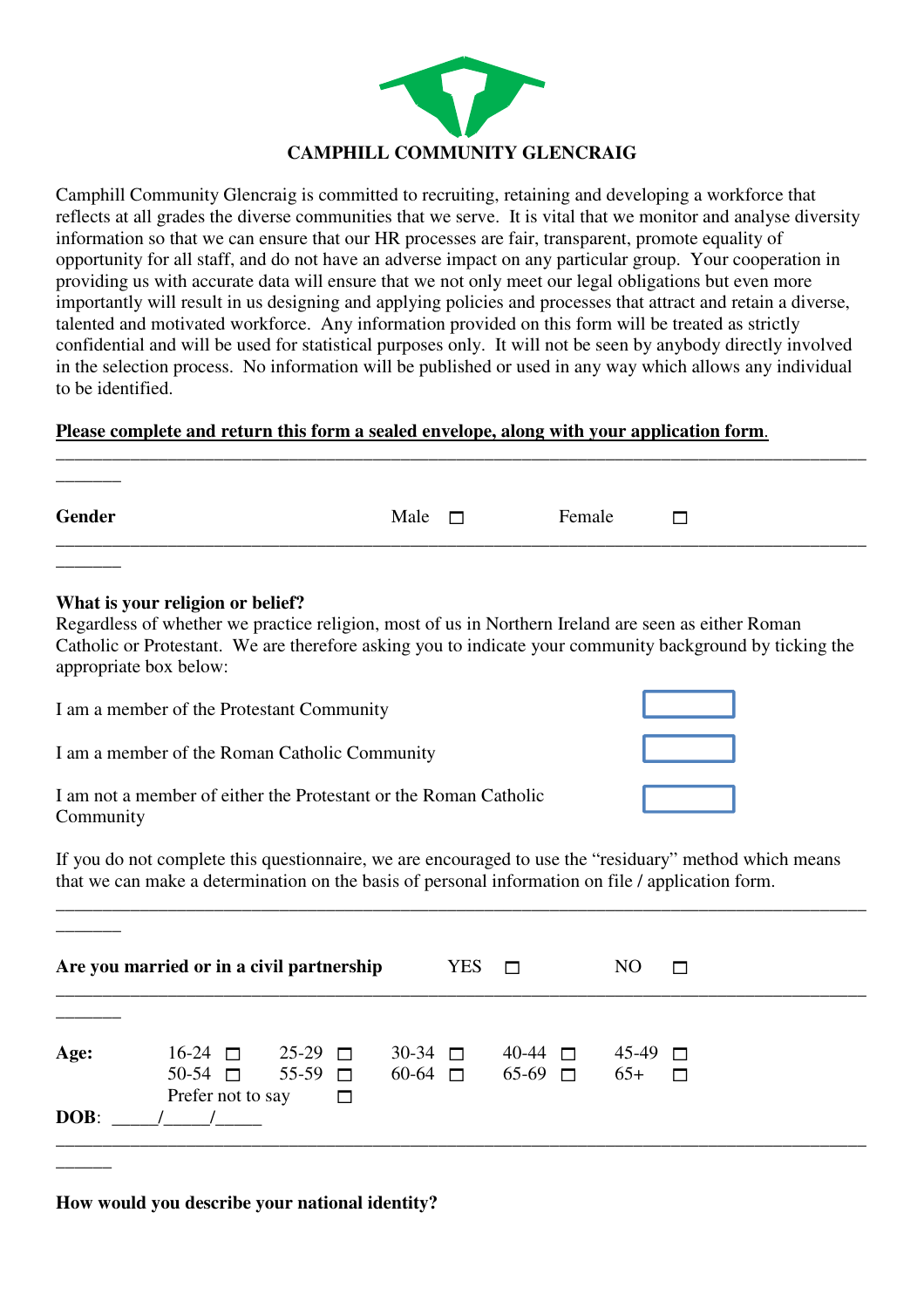**CAMPHILL COMMUNITY GLENCRAIG**

Camphill Community Glencraig is committed to recruiting, retaining and developing a workforce that reflects at all grades the diverse communities that we serve. It is vital that we monitor and analyse diversity information so that we can ensure that our HR processes are fair, transparent, promote equality of opportunity for all staff, and do not have an adverse impact on any particular group. Your cooperation in providing us with accurate data will ensure that we not only meet our legal obligations but even more importantly will result in us designing and applying policies and processes that attract and retain a diverse, talented and motivated workforce. Any information provided on this form will be treated as strictly confidential and will be used for statistical purposes only. It will not be seen by anybody directly involved in the selection process. No information will be published or used in any way which allows any individual to be identified.

**Please complete and return this form a sealed envelope, along with your application form.**

---

**Gender** Male ☐ Female ☐

---

**What is your religion or belief?**

Regardless of whether we practice religion, most of us in Northern Ireland are seen as either Roman Catholic or Protestant. We are therefore asking you to indicate your community background by ticking the appropriate box below:

I am a member of the Protestant Community ☐

I am a member of the Roman Catholic Community ☐

I am not a member of either the Protestant or the Roman Catholic Community ☐

If you do not complete this questionnaire, we are encouraged to use the "residuary" method which means that we can make a determination on the basis of personal information on file / application form.

---

**Are you married or in a civil partnership** YES ☐ NO ☐

---

**Age:** 16-24 ☐ 25-29 ☐ 30-34 ☐ 40-44 ☐ 45-49 ☐
50-54 ☐ 55-59 ☐ 60-64 ☐ 65-69 ☐ 65+ ☐
Prefer not to say ☐

**DOB**: _____/_____/_____

---

**How would you describe your national identity?**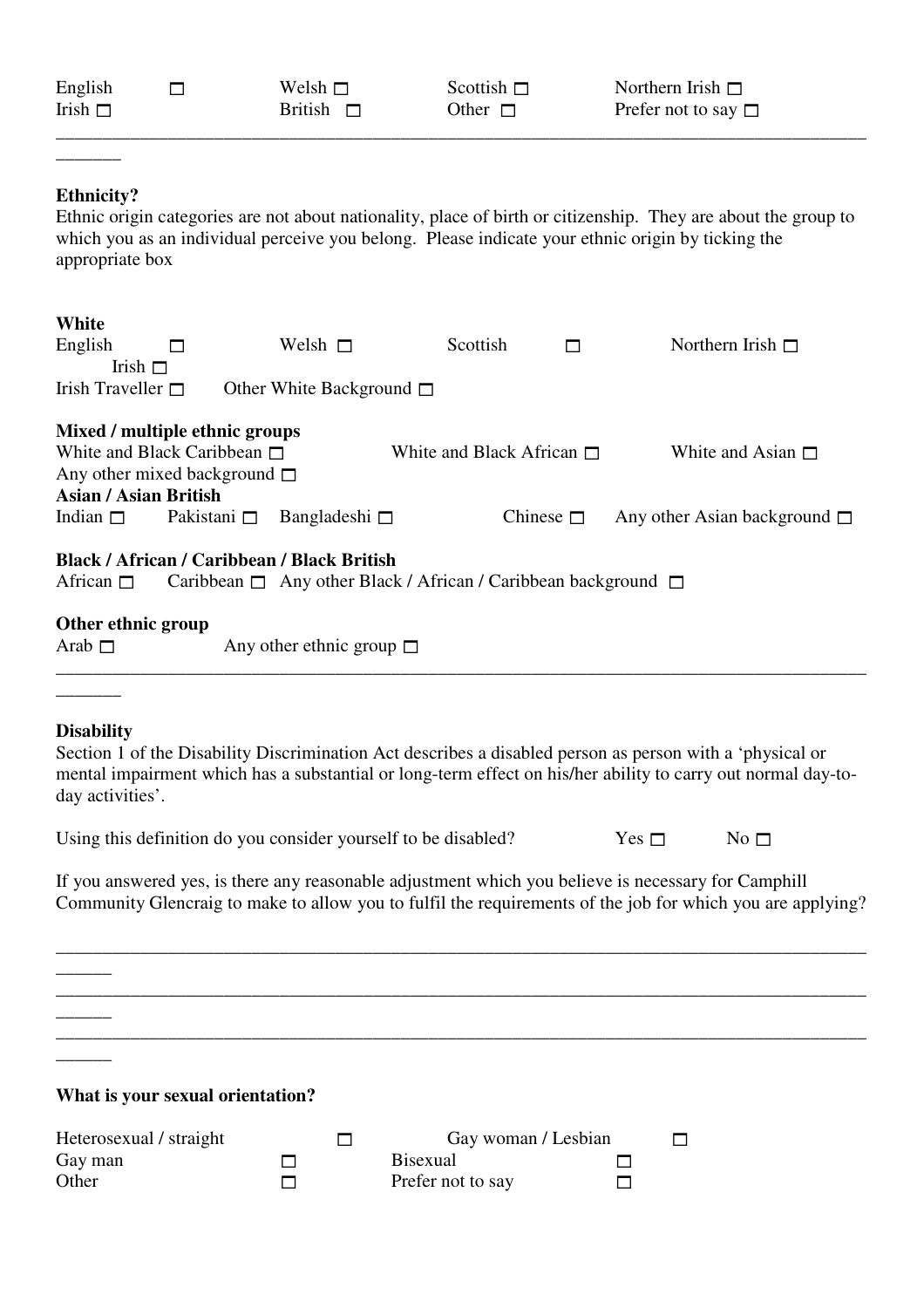English ☐ Welsh ☐ Scottish ☐ Northern Irish ☐
Irish ☐ British ☐ Other ☐ Prefer not to say ☐

---

**Ethnicity?**

Ethnic origin categories are not about nationality, place of birth or citizenship. They are about the group to which you as an individual perceive you belong. Please indicate your ethnic origin by ticking the appropriate box

**White**

English ☐ Welsh ☐ Scottish ☐ Northern Irish ☐ Irish ☐
Irish Traveller ☐ Other White Background ☐

**Mixed / multiple ethnic groups**

White and Black Caribbean ☐ White and Black African ☐ White and Asian ☐
Any other mixed background ☐

**Asian / Asian British**

Indian ☐ Pakistani ☐ Bangladeshi ☐ Chinese ☐ Any other Asian background ☐

**Black / African / Caribbean / Black British**

African ☐ Caribbean ☐ Any other Black / African / Caribbean background ☐

**Other ethnic group**

Arab ☐ Any other ethnic group ☐

---

**Disability**

Section 1 of the Disability Discrimination Act describes a disabled person as person with a 'physical or mental impairment which has a substantial or long-term effect on his/her ability to carry out normal day-to-day activities'.

Using this definition do you consider yourself to be disabled? Yes ☐ No ☐

If you answered yes, is there any reasonable adjustment which you believe is necessary for Camphill Community Glencraig to make to allow you to fulfil the requirements of the job for which you are applying?

_____________________________________________________________________________________

_____________________________________________________________________________________

_____________________________________________________________________________________

**What is your sexual orientation?**

Heterosexual / straight ☐ Gay woman / Lesbian ☐
Gay man ☐ Bisexual ☐
Other ☐ Prefer not to say ☐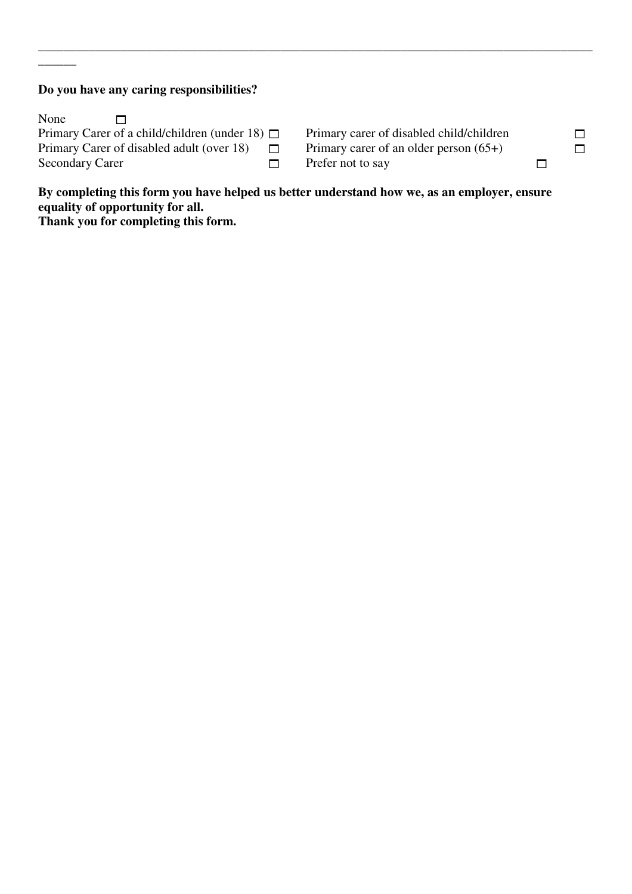---

**Do you have any caring responsibilities?**

None ☐

Primary Carer of a child/children (under 18) ☐

Primary Carer of disabled adult (over 18) ☐

Secondary Carer ☐

Primary carer of disabled child/children ☐

Primary carer of an older person (65+) ☐

Prefer not to say ☐

**By completing this form you have helped us better understand how we, as an employer, ensure equality of opportunity for all.**
**Thank you for completing this form.**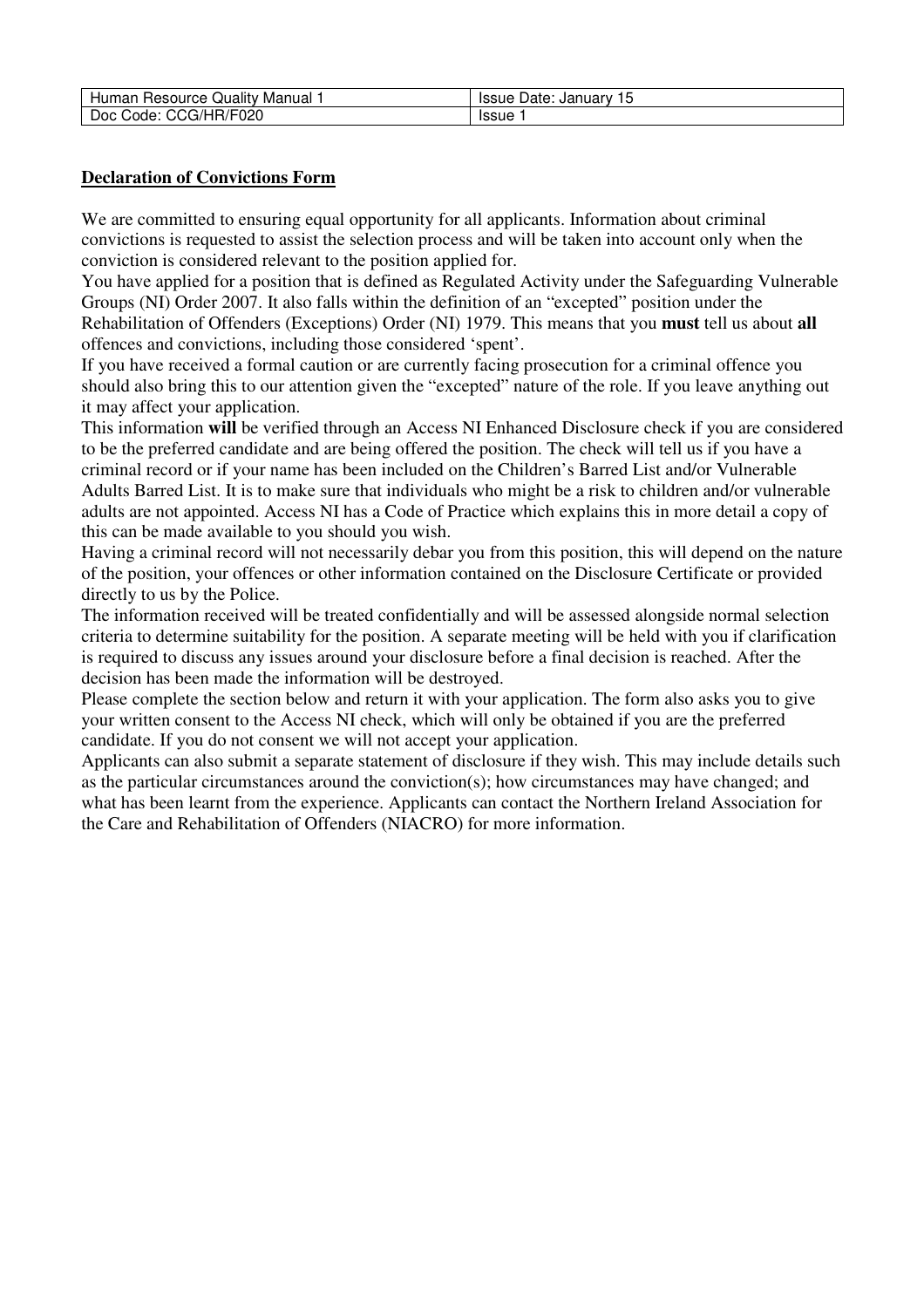**Declaration of Convictions Form**

We are committed to ensuring equal opportunity for all applicants. Information about criminal convictions is requested to assist the selection process and will be taken into account only when the conviction is considered relevant to the position applied for.

You have applied for a position that is defined as Regulated Activity under the Safeguarding Vulnerable Groups (NI) Order 2007. It also falls within the definition of an "excepted" position under the Rehabilitation of Offenders (Exceptions) Order (NI) 1979. This means that you **must** tell us about **all** offences and convictions, including those considered 'spent'.

If you have received a formal caution or are currently facing prosecution for a criminal offence you should also bring this to our attention given the "excepted" nature of the role. If you leave anything out it may affect your application.

This information **will** be verified through an Access NI Enhanced Disclosure check if you are considered to be the preferred candidate and are being offered the position. The check will tell us if you have a criminal record or if your name has been included on the Children's Barred List and/or Vulnerable Adults Barred List. It is to make sure that individuals who might be a risk to children and/or vulnerable adults are not appointed. Access NI has a Code of Practice which explains this in more detail a copy of this can be made available to you should you wish.

Having a criminal record will not necessarily debar you from this position, this will depend on the nature of the position, your offences or other information contained on the Disclosure Certificate or provided directly to us by the Police.

The information received will be treated confidentially and will be assessed alongside normal selection criteria to determine suitability for the position. A separate meeting will be held with you if clarification is required to discuss any issues around your disclosure before a final decision is reached. After the decision has been made the information will be destroyed.

Please complete the section below and return it with your application. The form also asks you to give your written consent to the Access NI check, which will only be obtained if you are the preferred candidate. If you do not consent we will not accept your application.

Applicants can also submit a separate statement of disclosure if they wish. This may include details such as the particular circumstances around the conviction(s); how circumstances may have changed; and what has been learnt from the experience. Applicants can contact the Northern Ireland Association for the Care and Rehabilitation of Offenders (NIACRO) for more information.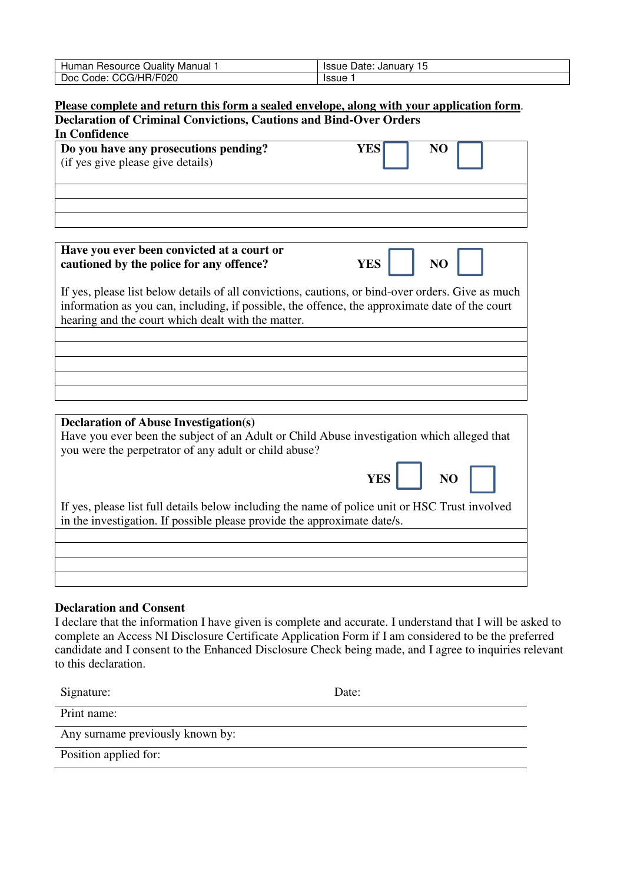**Please complete and return this form a sealed envelope, along with your application form**.

**Declaration of Criminal Convictions, Cautions and Bind-Over Orders**

**In Confidence**

| | |
|---|---|
| **Do you have any prosecutions pending?** (if yes give please give details) | **YES** ☐ **NO** ☐ |
| | |
| | |
| | |

| | |
|---|---|
| **Have you ever been convicted at a court or cautioned by the police for any offence?** | **YES** ☐ **NO** ☐ |
| If yes, please list below details of all convictions, cautions, or bind-over orders. Give as much information as you can, including, if possible, the offence, the approximate date of the court hearing and the court which dealt with the matter. | |
| | |
| | |
| | |
| | |
| | |

| |
|---|
| **Declaration of Abuse Investigation(s)** |
| Have you ever been the subject of an Adult or Child Abuse investigation which alleged that you were the perpetrator of any adult or child abuse? |
| **YES** ☐ **NO** ☐ |
| If yes, please list full details below including the name of police unit or HSC Trust involved in the investigation. If possible please provide the approximate date/s. |
| |
| |
| |
| |

**Declaration and Consent**

I declare that the information I have given is complete and accurate. I understand that I will be asked to complete an Access NI Disclosure Certificate Application Form if I am considered to be the preferred candidate and I consent to the Enhanced Disclosure Check being made, and I agree to inquiries relevant to this declaration.

| | |
|---|---|
| Signature: | Date: |
| Print name: | |
| Any surname previously known by: | |
| Position applied for: | |